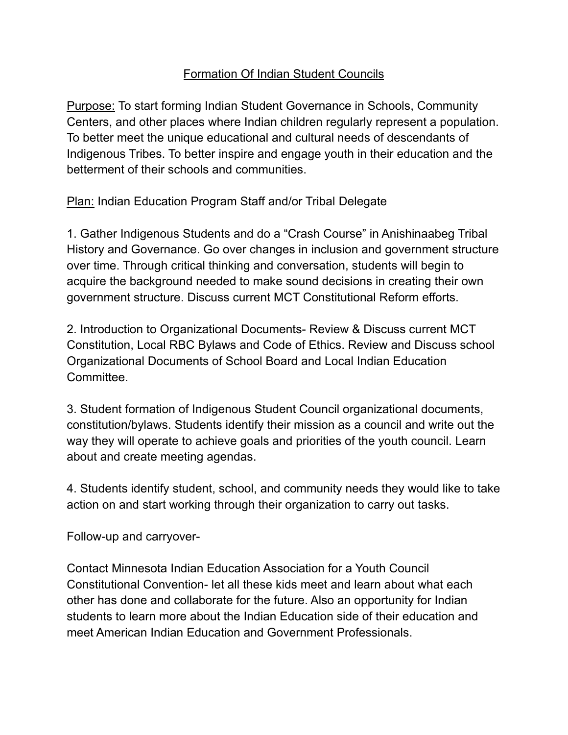# Formation Of Indian Student Councils

<u>Purpose:</u> To start forming Indian Student Governance in Schools, Community Centers, and other places where Indian children regularly represent a population. To better meet the unique educational and cultural needs of descendants of Indigenous Tribes. To better inspire and engage youth in their education and the betterment of their schools and communities.

<u>Plan:</u> Indian Education Program Staff and/or Tribal Delegate

1. Gather Indigenous Students and do a "Crash Course" in Anishinaabeg Tribal History and Governance. Go over changes in inclusion and government structure over time. Through critical thinking and conversation, students will begin to acquire the background needed to make sound decisions in creating their own government structure. Discuss current MCT Constitutional Reform efforts.

2. Introduction to Organizational Documents- Review & Discuss current MCT Constitution, Local RBC Bylaws and Code of Ethics. Review and Discuss school Organizational Documents of School Board and Local Indian Education Committee.

3. Student formation of Indigenous Student Council organizational documents, constitution/bylaws. Students identify their mission as a council and write out the way they will operate to achieve goals and priorities of the youth council. Learn about and create meeting agendas.

4. Students identify student, school, and community needs they would like to take action on and start working through their organization to carry out tasks.

Follow-up and carryover-

Contact Minnesota Indian Education Association for a Youth Council Constitutional Convention- let all these kids meet and learn about what each other has done and collaborate for the future. Also an opportunity for Indian students to learn more about the Indian Education side of their education and meet American Indian Education and Government Professionals.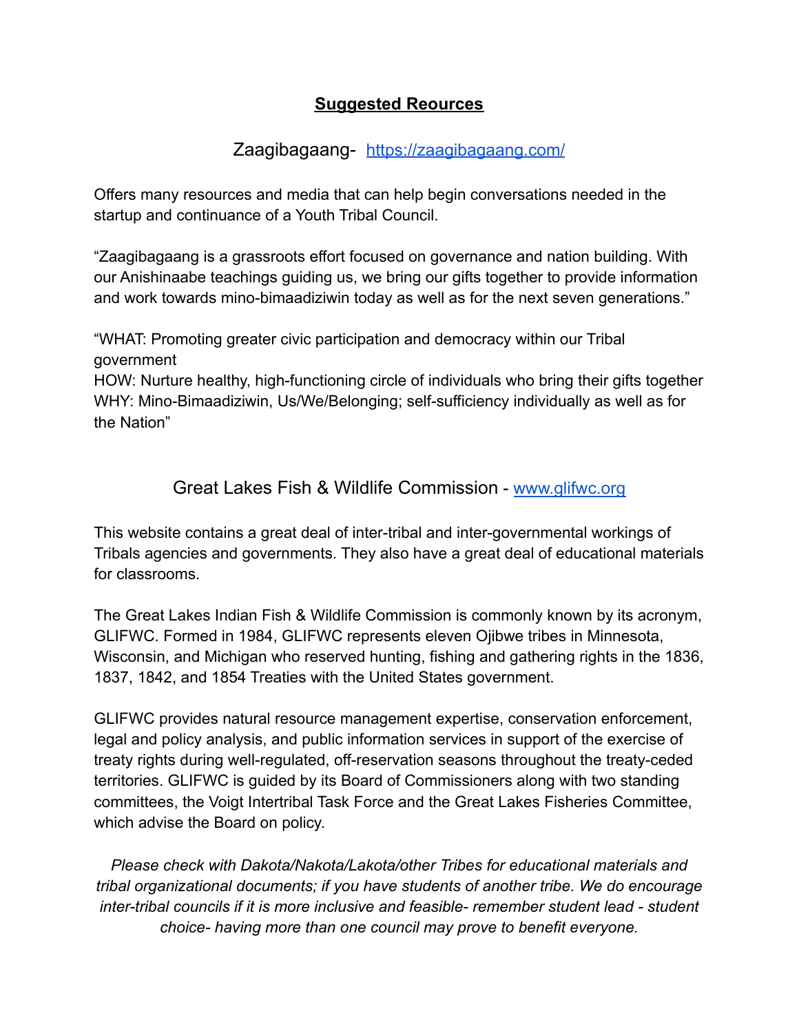# **Suggested Reources**

## Zaagibagaang- [https://zaagibagaang.com/](https://zaagibagaang.com/)

Offers many resources and media that can help begin conversations needed in the startup and continuance of a Youth Tribal Council.

"Zaagibagaang is a grassroots effort focused on governance and nation building. With our Anishinaabe teachings guiding us, we bring our gifts together to provide information and work towards mino-bimaadiziwin today as well as for the next seven generations."

"WHAT: Promoting greater civic participation and democracy within our Tribal government
HOW: Nurture healthy, high-functioning circle of individuals who bring their gifts together
WHY: Mino-Bimaadiziwin, Us/We/Belonging; self-sufficiency individually as well as for the Nation"

## Great Lakes Fish & Wildlife Commission - [www.glifwc.org](www.glifwc.org)

This website contains a great deal of inter-tribal and inter-governmental workings of Tribals agencies and governments. They also have a great deal of educational materials for classrooms.

The Great Lakes Indian Fish & Wildlife Commission is commonly known by its acronym, GLIFWC. Formed in 1984, GLIFWC represents eleven Ojibwe tribes in Minnesota, Wisconsin, and Michigan who reserved hunting, fishing and gathering rights in the 1836, 1837, 1842, and 1854 Treaties with the United States government.

GLIFWC provides natural resource management expertise, conservation enforcement, legal and policy analysis, and public information services in support of the exercise of treaty rights during well-regulated, off-reservation seasons throughout the treaty-ceded territories. GLIFWC is guided by its Board of Commissioners along with two standing committees, the Voigt Intertribal Task Force and the Great Lakes Fisheries Committee, which advise the Board on policy.

*Please check with Dakota/Nakota/Lakota/other Tribes for educational materials and tribal organizational documents; if you have students of another tribe. We do encourage inter-tribal councils if it is more inclusive and feasible- remember student lead - student choice- having more than one council may prove to benefit everyone.*